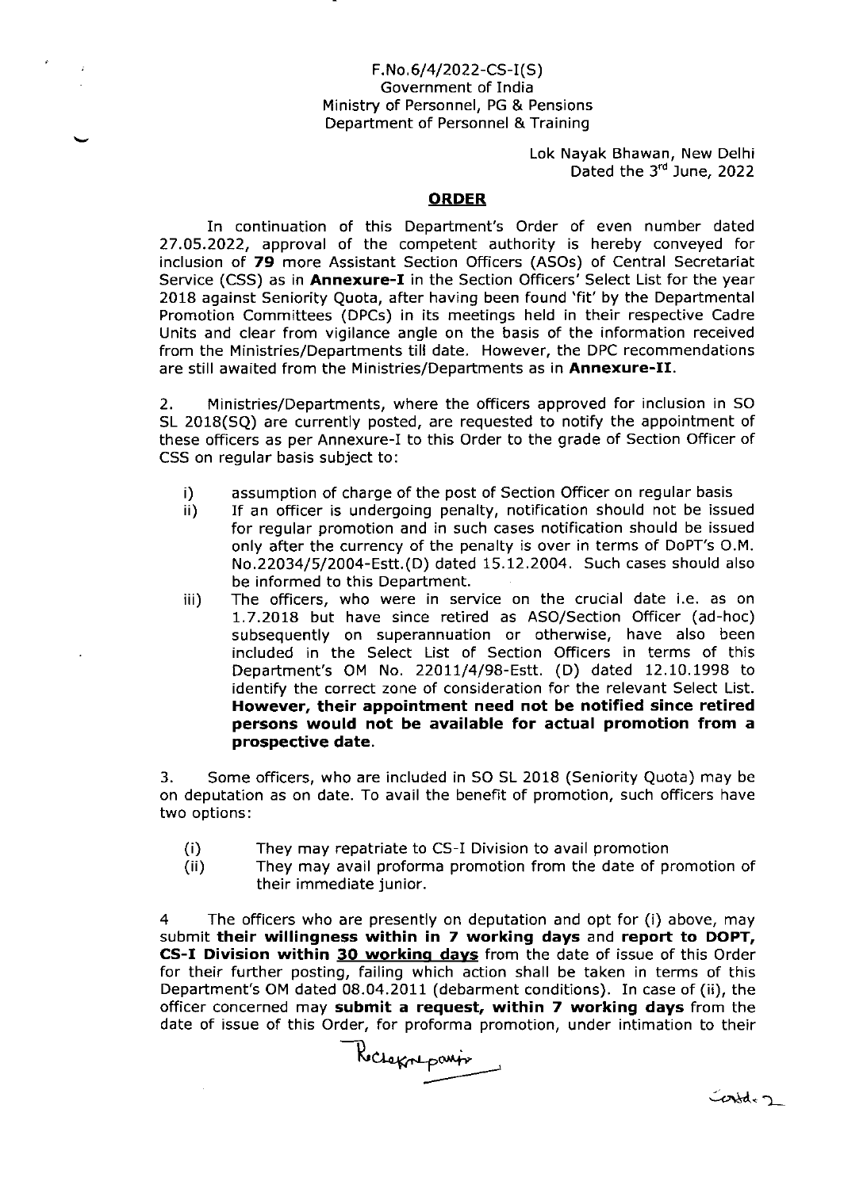F.No.6/4/2022-CS-I(S)
Government of India
Ministry of Personnel, PG & Pensions
Department of Personnel & Training

Lok Nayak Bhawan, New Delhi
Dated the 3rd June, 2022

## ORDER

In continuation of this Department's Order of even number dated 27.05.2022, approval of the competent authority is hereby conveyed for inclusion of **79** more Assistant Section Officers (ASOs) of Central Secretariat Service (CSS) as in **Annexure-I** in the Section Officers' Select List for the year 2018 against Seniority Quota, after having been found 'fit' by the Departmental Promotion Committees (DPCs) in its meetings held in their respective Cadre Units and clear from vigilance angle on the basis of the information received from the Ministries/Departments till date. However, the DPC recommendations are still awaited from the Ministries/Departments as in **Annexure-II**.

2. Ministries/Departments, where the officers approved for inclusion in SO SL 2018(SQ) are currently posted, are requested to notify the appointment of these officers as per Annexure-I to this Order to the grade of Section Officer of CSS on regular basis subject to:

i) assumption of charge of the post of Section Officer on regular basis
ii) If an officer is undergoing penalty, notification should not be issued for regular promotion and in such cases notification should be issued only after the currency of the penalty is over in terms of DoPT's O.M. No.22034/5/2004-Estt.(D) dated 15.12.2004. Such cases should also be informed to this Department.
iii) The officers, who were in service on the crucial date i.e. as on 1.7.2018 but have since retired as ASO/Section Officer (ad-hoc) subsequently on superannuation or otherwise, have also been included in the Select List of Section Officers in terms of this Department's OM No. 22011/4/98-Estt. (D) dated 12.10.1998 to identify the correct zone of consideration for the relevant Select List. **However, their appointment need not be notified since retired persons would not be available for actual promotion from a prospective date.**

3. Some officers, who are included in SO SL 2018 (Seniority Quota) may be on deputation as on date. To avail the benefit of promotion, such officers have two options:

(i) They may repatriate to CS-I Division to avail promotion
(ii) They may avail proforma promotion from the date of promotion of their immediate junior.

4 The officers who are presently on deputation and opt for (i) above, may submit **their willingness within in 7 working days** and **report to DOPT, CS-I Division within 30 working days** from the date of issue of this Order for their further posting, failing which action shall be taken in terms of this Department's OM dated 08.04.2011 (debarment conditions). In case of (ii), the officer concerned may **submit a request, within 7 working days** from the date of issue of this Order, for proforma promotion, under intimation to their

Contd..2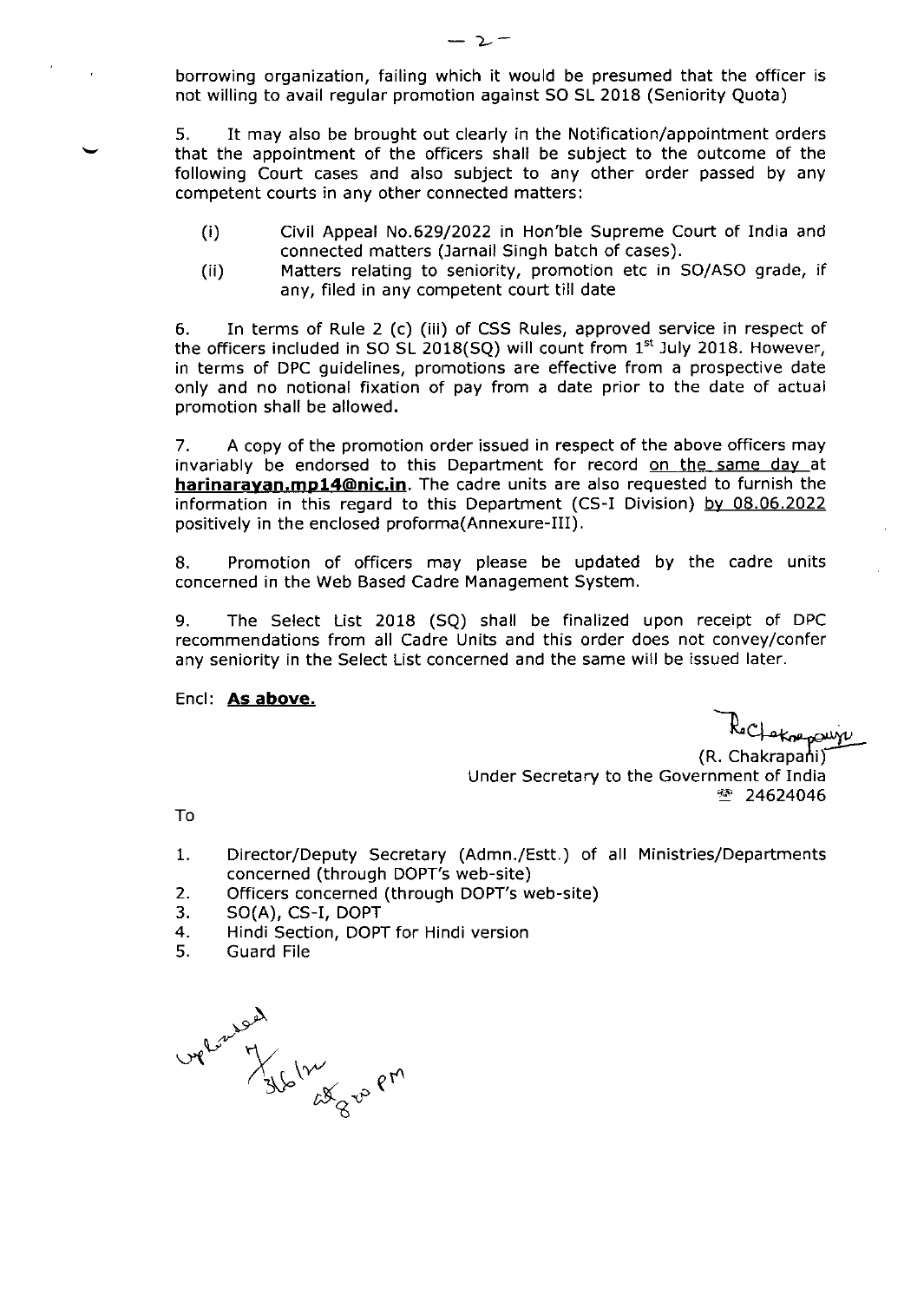borrowing organization, failing which it would be presumed that the officer is not willing to avail regular promotion against SO SL 2018 (Seniority Quota)

5. It may also be brought out clearly in the Notification/appointment orders that the appointment of the officers shall be subject to the outcome of the following Court cases and also subject to any other order passed by any competent courts in any other connected matters:

(i) Civil Appeal No.629/2022 in Hon'ble Supreme Court of India and connected matters (Jarnail Singh batch of cases).

(ii) Matters relating to seniority, promotion etc in SO/ASO grade, if any, filed in any competent court till date

6. In terms of Rule 2 (c) (iii) of CSS Rules, approved service in respect of the officers included in SO SL 2018(SQ) will count from 1st July 2018. However, in terms of DPC guidelines, promotions are effective from a prospective date only and no notional fixation of pay from a date prior to the date of actual promotion shall be allowed.

7. A copy of the promotion order issued in respect of the above officers may invariably be endorsed to this Department for record on the same day at **harinarayan.mp14@nic.in**. The cadre units are also requested to furnish the information in this regard to this Department (CS-I Division) by 08.06.2022 positively in the enclosed proforma(Annexure-III).

8. Promotion of officers may please be updated by the cadre units concerned in the Web Based Cadre Management System.

9. The Select List 2018 (SQ) shall be finalized upon receipt of DPC recommendations from all Cadre Units and this order does not convey/confer any seniority in the Select List concerned and the same will be issued later.

Encl: **As above.**

(R. Chakrapani)
Under Secretary to the Government of India
☎ 24624046

To

1. Director/Deputy Secretary (Admn./Estt.) of all Ministries/Departments concerned (through DOPT's web-site)
2. Officers concerned (through DOPT's web-site)
3. SO(A), CS-I, DOPT
4. Hindi Section, DOPT for Hindi version
5. Guard File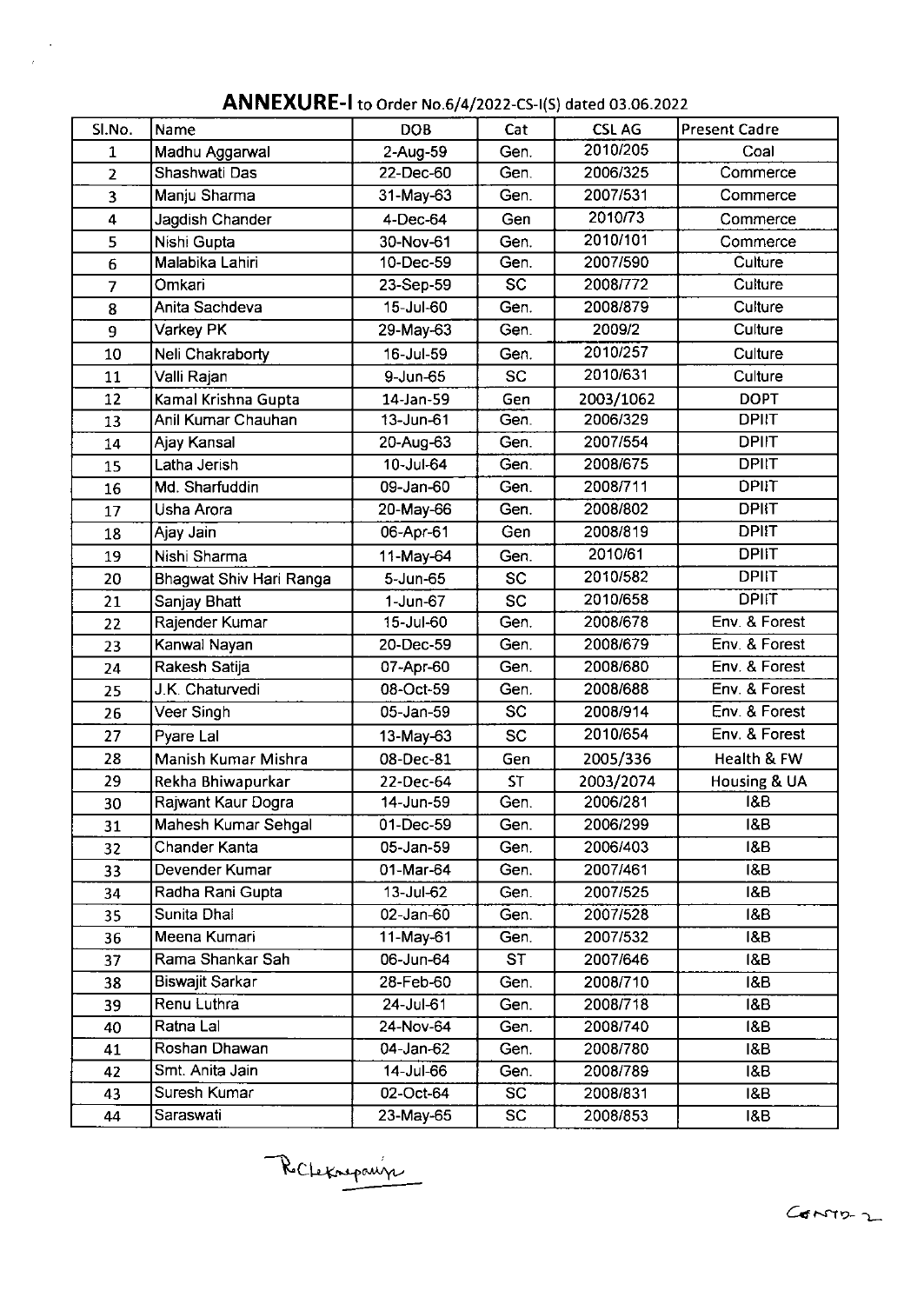## ANNEXURE-I to Order No.6/4/2022-CS-I(S) dated 03.06.2022

| Sl.No. | Name | DOB | Cat | CSL AG | Present Cadre |
|---|---|---|---|---|---|
| 1 | Madhu Aggarwal | 2-Aug-59 | Gen. | 2010/205 | Coal |
| 2 | Shashwati Das | 22-Dec-60 | Gen. | 2006/325 | Commerce |
| 3 | Manju Sharma | 31-May-63 | Gen. | 2007/531 | Commerce |
| 4 | Jagdish Chander | 4-Dec-64 | Gen | 2010/73 | Commerce |
| 5 | Nishi Gupta | 30-Nov-61 | Gen. | 2010/101 | Commerce |
| 6 | Malabika Lahiri | 10-Dec-59 | Gen. | 2007/590 | Culture |
| 7 | Omkari | 23-Sep-59 | SC | 2008/772 | Culture |
| 8 | Anita Sachdeva | 15-Jul-60 | Gen. | 2008/879 | Culture |
| 9 | Varkey PK | 29-May-63 | Gen. | 2009/2 | Culture |
| 10 | Neli Chakraborty | 16-Jul-59 | Gen. | 2010/257 | Culture |
| 11 | Valli Rajan | 9-Jun-65 | SC | 2010/631 | Culture |
| 12 | Kamal Krishna Gupta | 14-Jan-59 | Gen | 2003/1062 | DOPT |
| 13 | Anil Kumar Chauhan | 13-Jun-61 | Gen. | 2006/329 | DPIIT |
| 14 | Ajay Kansal | 20-Aug-63 | Gen. | 2007/554 | DPIIT |
| 15 | Latha Jerish | 10-Jul-64 | Gen. | 2008/675 | DPIIT |
| 16 | Md. Sharfuddin | 09-Jan-60 | Gen. | 2008/711 | DPIIT |
| 17 | Usha Arora | 20-May-66 | Gen. | 2008/802 | DPIIT |
| 18 | Ajay Jain | 06-Apr-61 | Gen | 2008/819 | DPIIT |
| 19 | Nishi Sharma | 11-May-64 | Gen. | 2010/61 | DPIIT |
| 20 | Bhagwat Shiv Hari Ranga | 5-Jun-65 | SC | 2010/582 | DPIIT |
| 21 | Sanjay Bhatt | 1-Jun-67 | SC | 2010/658 | DPIIT |
| 22 | Rajender Kumar | 15-Jul-60 | Gen. | 2008/678 | Env. & Forest |
| 23 | Kanwal Nayan | 20-Dec-59 | Gen. | 2008/679 | Env. & Forest |
| 24 | Rakesh Satija | 07-Apr-60 | Gen. | 2008/680 | Env. & Forest |
| 25 | J.K. Chaturvedi | 08-Oct-59 | Gen. | 2008/688 | Env. & Forest |
| 26 | Veer Singh | 05-Jan-59 | SC | 2008/914 | Env. & Forest |
| 27 | Pyare Lal | 13-May-63 | SC | 2010/654 | Env. & Forest |
| 28 | Manish Kumar Mishra | 08-Dec-81 | Gen | 2005/336 | Health & FW |
| 29 | Rekha Bhiwapurkar | 22-Dec-64 | ST | 2003/2074 | Housing & UA |
| 30 | Rajwant Kaur Dogra | 14-Jun-59 | Gen. | 2006/281 | I&B |
| 31 | Mahesh Kumar Sehgal | 01-Dec-59 | Gen. | 2006/299 | I&B |
| 32 | Chander Kanta | 05-Jan-59 | Gen. | 2006/403 | I&B |
| 33 | Devender Kumar | 01-Mar-64 | Gen. | 2007/461 | I&B |
| 34 | Radha Rani Gupta | 13-Jul-62 | Gen. | 2007/525 | I&B |
| 35 | Sunita Dhal | 02-Jan-60 | Gen. | 2007/528 | I&B |
| 36 | Meena Kumari | 11-May-61 | Gen. | 2007/532 | I&B |
| 37 | Rama Shankar Sah | 06-Jun-64 | ST | 2007/646 | I&B |
| 38 | Biswajit Sarkar | 28-Feb-60 | Gen. | 2008/710 | I&B |
| 39 | Renu Luthra | 24-Jul-61 | Gen. | 2008/718 | I&B |
| 40 | Ratna Lal | 24-Nov-64 | Gen. | 2008/740 | I&B |
| 41 | Roshan Dhawan | 04-Jan-62 | Gen. | 2008/780 | I&B |
| 42 | Smt. Anita Jain | 14-Jul-66 | Gen. | 2008/789 | I&B |
| 43 | Suresh Kumar | 02-Oct-64 | SC | 2008/831 | I&B |
| 44 | Saraswati | 23-May-65 | SC | 2008/853 | I&B |

RChekrapani

Contd-2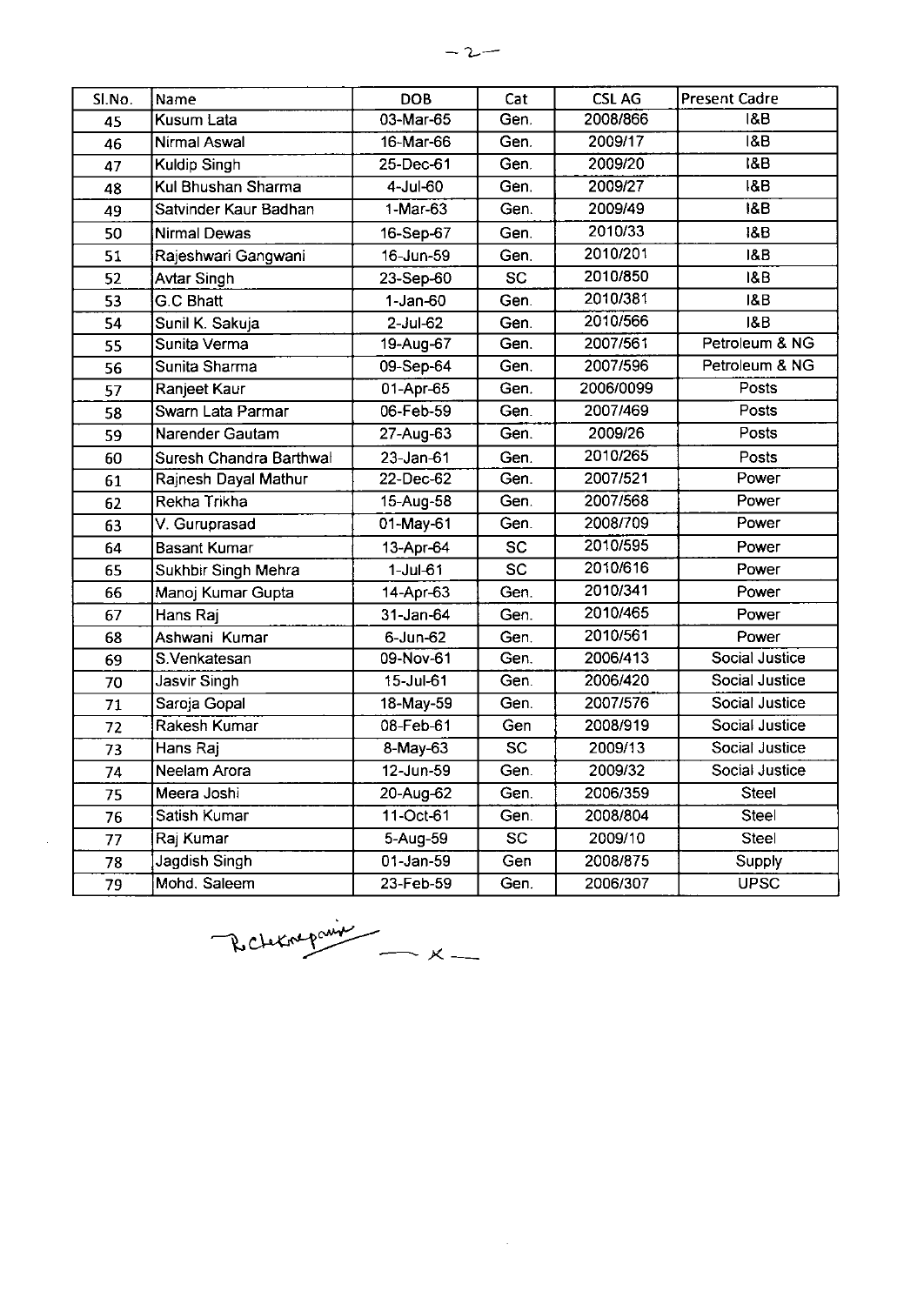| Sl.No. | Name | DOB | Cat | CSL AG | Present Cadre |
|---|---|---|---|---|---|
| 45 | Kusum Lata | 03-Mar-65 | Gen. | 2008/866 | I&B |
| 46 | Nirmal Aswal | 16-Mar-66 | Gen. | 2009/17 | I&B |
| 47 | Kuldip Singh | 25-Dec-61 | Gen. | 2009/20 | I&B |
| 48 | Kul Bhushan Sharma | 4-Jul-60 | Gen. | 2009/27 | I&B |
| 49 | Satvinder Kaur Badhan | 1-Mar-63 | Gen. | 2009/49 | I&B |
| 50 | Nirmal Dewas | 16-Sep-67 | Gen. | 2010/33 | I&B |
| 51 | Rajeshwari Gangwani | 16-Jun-59 | Gen. | 2010/201 | I&B |
| 52 | Avtar Singh | 23-Sep-60 | SC | 2010/850 | I&B |
| 53 | G.C Bhatt | 1-Jan-60 | Gen. | 2010/381 | I&B |
| 54 | Sunil K. Sakuja | 2-Jul-62 | Gen. | 2010/566 | I&B |
| 55 | Sunita Verma | 19-Aug-67 | Gen. | 2007/561 | Petroleum & NG |
| 56 | Sunita Sharma | 09-Sep-64 | Gen. | 2007/596 | Petroleum & NG |
| 57 | Ranjeet Kaur | 01-Apr-65 | Gen. | 2006/0099 | Posts |
| 58 | Swarn Lata Parmar | 06-Feb-59 | Gen. | 2007/469 | Posts |
| 59 | Narender Gautam | 27-Aug-63 | Gen. | 2009/26 | Posts |
| 60 | Suresh Chandra Barthwal | 23-Jan-61 | Gen. | 2010/265 | Posts |
| 61 | Rajnesh Dayal Mathur | 22-Dec-62 | Gen. | 2007/521 | Power |
| 62 | Rekha Trikha | 15-Aug-58 | Gen. | 2007/568 | Power |
| 63 | V. Guruprasad | 01-May-61 | Gen. | 2008/709 | Power |
| 64 | Basant Kumar | 13-Apr-64 | SC | 2010/595 | Power |
| 65 | Sukhbir Singh Mehra | 1-Jul-61 | SC | 2010/616 | Power |
| 66 | Manoj Kumar Gupta | 14-Apr-63 | Gen. | 2010/341 | Power |
| 67 | Hans Raj | 31-Jan-64 | Gen. | 2010/465 | Power |
| 68 | Ashwani Kumar | 6-Jun-62 | Gen. | 2010/561 | Power |
| 69 | S.Venkatesan | 09-Nov-61 | Gen. | 2006/413 | Social Justice |
| 70 | Jasvir Singh | 15-Jul-61 | Gen. | 2006/420 | Social Justice |
| 71 | Saroja Gopal | 18-May-59 | Gen. | 2007/576 | Social Justice |
| 72 | Rakesh Kumar | 08-Feb-61 | Gen | 2008/919 | Social Justice |
| 73 | Hans Raj | 8-May-63 | SC | 2009/13 | Social Justice |
| 74 | Neelam Arora | 12-Jun-59 | Gen. | 2009/32 | Social Justice |
| 75 | Meera Joshi | 20-Aug-62 | Gen. | 2006/359 | Steel |
| 76 | Satish Kumar | 11-Oct-61 | Gen. | 2008/804 | Steel |
| 77 | Raj Kumar | 5-Aug-59 | SC | 2009/10 | Steel |
| 78 | Jagdish Singh | 01-Jan-59 | Gen | 2008/875 | Supply |
| 79 | Mohd. Saleem | 23-Feb-59 | Gen. | 2006/307 | UPSC |

— x —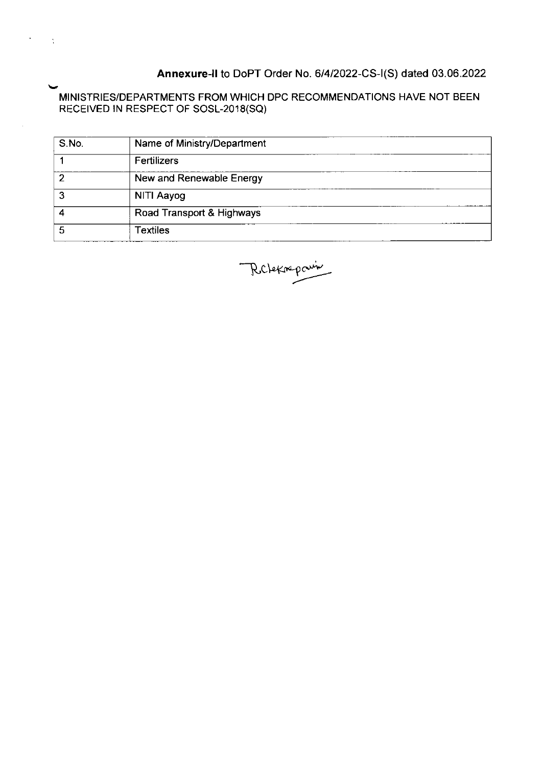**Annexure-II** to DoPT Order No. 6/4/2022-CS-I(S) dated 03.06.2022

MINISTRIES/DEPARTMENTS FROM WHICH DPC RECOMMENDATIONS HAVE NOT BEEN RECEIVED IN RESPECT OF SOSL-2018(SQ)

| S.No. | Name of Ministry/Department |
|---|---|
| 1 | Fertilizers |
| 2 | New and Renewable Energy |
| 3 | NITI Aayog |
| 4 | Road Transport & Highways |
| 5 | Textiles |

Rclekrapani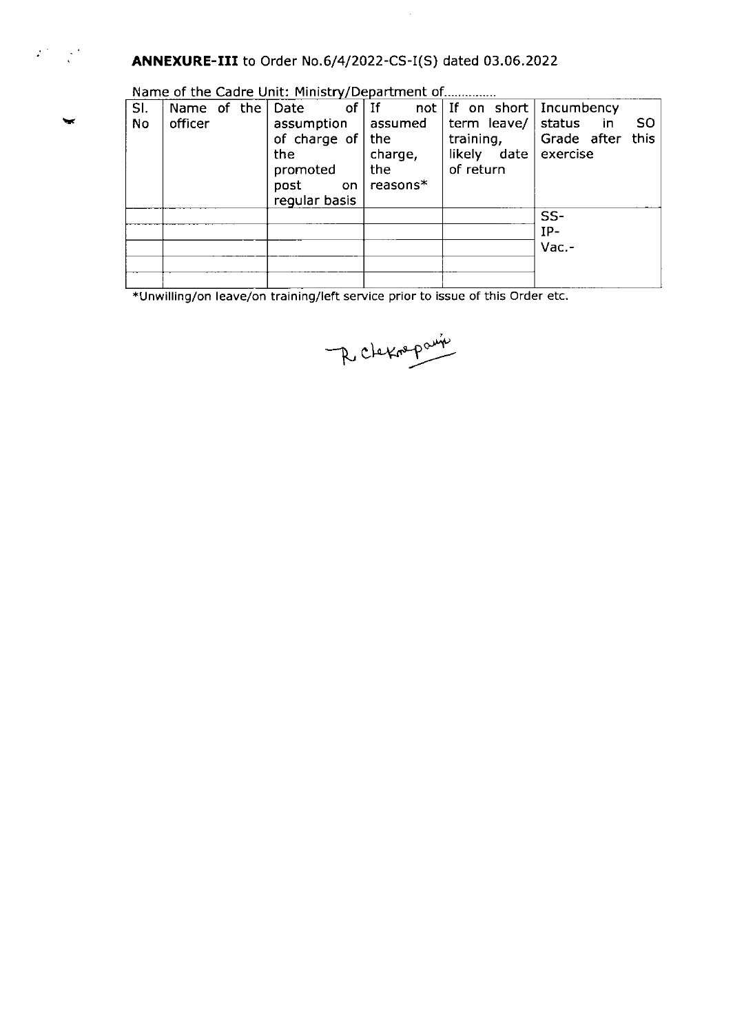**ANNEXURE-III** to Order No.6/4/2022-CS-I(S) dated 03.06.2022

Name of the Cadre Unit: Ministry/Department of..............

| Sl. No | Name of the officer | Date of assumption of charge of the promoted post on regular basis | If not assumed the charge, the reasons* | If on short term leave/ training, likely date of return | Incumbency status in SO Grade after this exercise |
|---|---|---|---|---|---|
| | | | | | SS-<br>IP-<br>Vac.- |
| | | | | | |
| | | | | | |
| | | | | | |
| | | | | | |

*Unwilling/on leave/on training/left service prior to issue of this Order etc.

R. Chekrapani